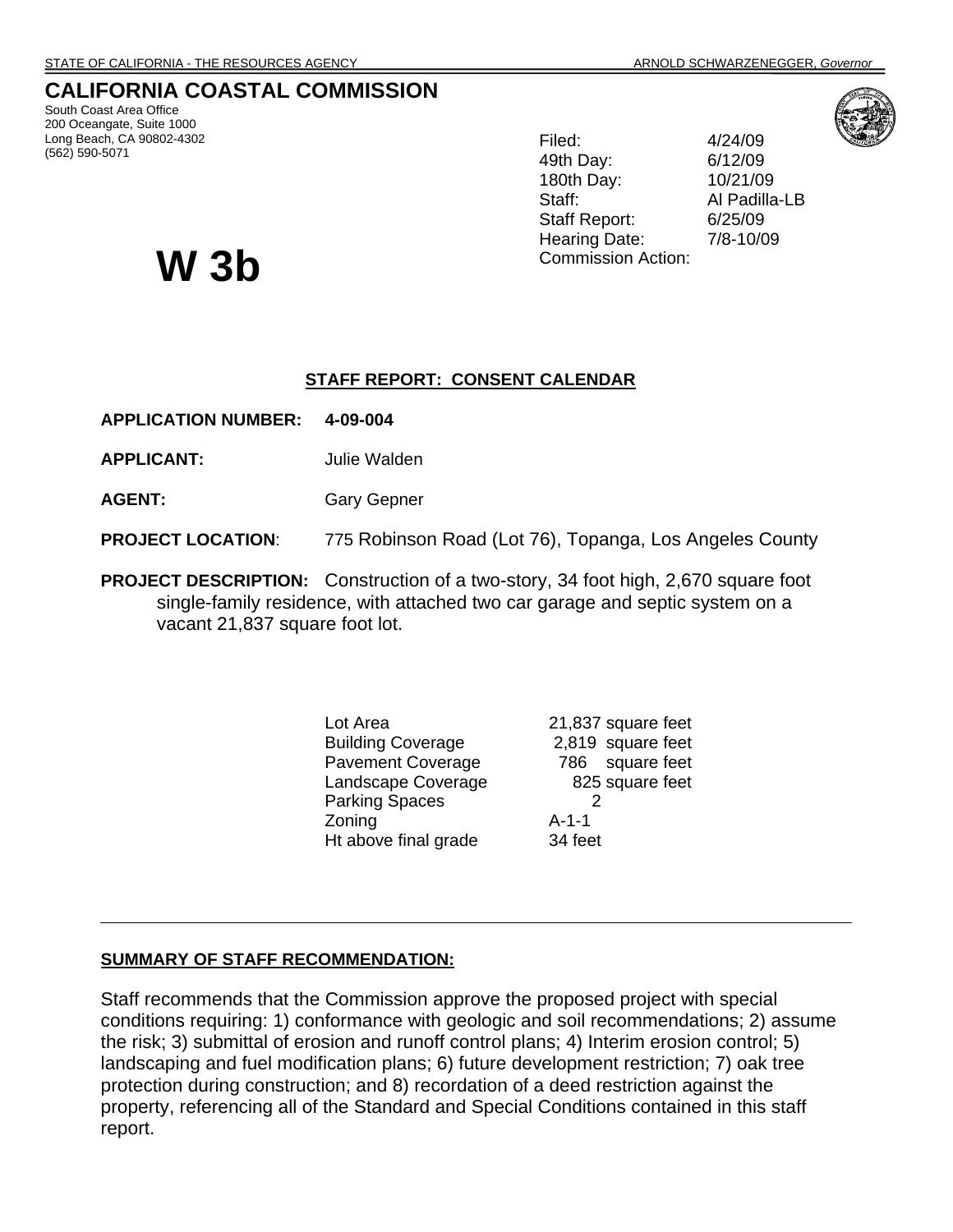STATE OF CALIFORNIA - THE RESOURCES AGENCY ARNOLD SCHWARZENEGGER, *Governor*

# CALIFORNIA COASTAL COMMISSION

South Coast Area Office
200 Oceangate, Suite 1000
Long Beach, CA 90802-4302
(562) 590-5071

| | |
|---|---|
| Filed: | 4/24/09 |
| 49th Day: | 6/12/09 |
| 180th Day: | 10/21/09 |
| Staff: | Al Padilla-LB |
| Staff Report: | 6/25/09 |
| Hearing Date: | 7/8-10/09 |
| Commission Action: | |

# W 3b

**STAFF REPORT: CONSENT CALENDAR**

**APPLICATION NUMBER:** **4-09-004**

**APPLICANT:** Julie Walden

**AGENT:** Gary Gepner

**PROJECT LOCATION**: 775 Robinson Road (Lot 76), Topanga, Los Angeles County

**PROJECT DESCRIPTION:** Construction of a two-story, 34 foot high, 2,670 square foot single-family residence, with attached two car garage and septic system on a vacant 21,837 square foot lot.

| | |
|---|---|
| Lot Area | 21,837 square feet |
| Building Coverage | 2,819 square feet |
| Pavement Coverage | 786 square feet |
| Landscape Coverage | 825 square feet |
| Parking Spaces | 2 |
| Zoning | A-1-1 |
| Ht above final grade | 34 feet |

---

**SUMMARY OF STAFF RECOMMENDATION:**

Staff recommends that the Commission approve the proposed project with special conditions requiring: 1) conformance with geologic and soil recommendations; 2) assume the risk; 3) submittal of erosion and runoff control plans; 4) Interim erosion control; 5) landscaping and fuel modification plans; 6) future development restriction; 7) oak tree protection during construction; and 8) recordation of a deed restriction against the property, referencing all of the Standard and Special Conditions contained in this staff report.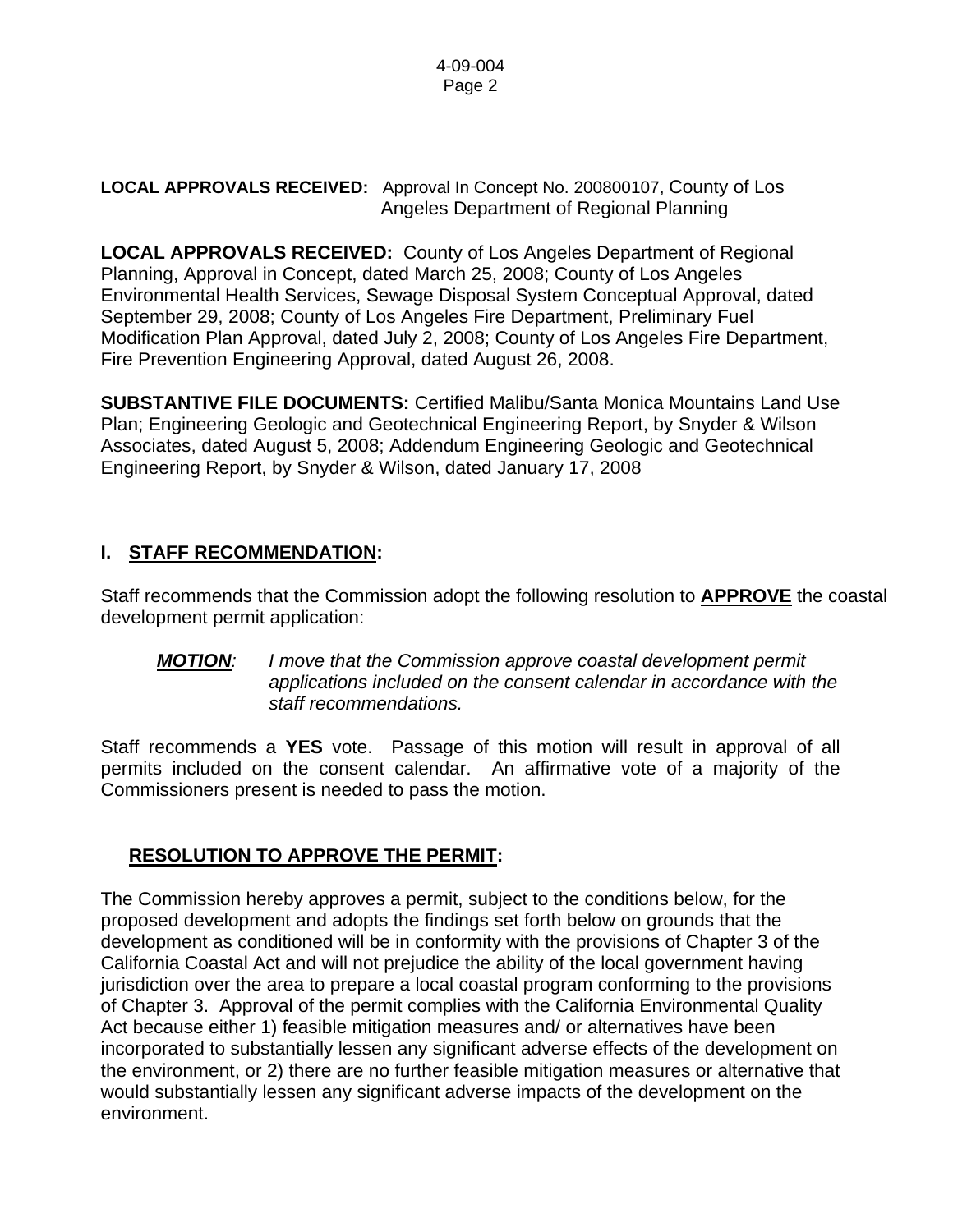**LOCAL APPROVALS RECEIVED:** Approval In Concept No. 200800107, County of Los Angeles Department of Regional Planning

**LOCAL APPROVALS RECEIVED:** County of Los Angeles Department of Regional Planning, Approval in Concept, dated March 25, 2008; County of Los Angeles Environmental Health Services, Sewage Disposal System Conceptual Approval, dated September 29, 2008; County of Los Angeles Fire Department, Preliminary Fuel Modification Plan Approval, dated July 2, 2008; County of Los Angeles Fire Department, Fire Prevention Engineering Approval, dated August 26, 2008.

**SUBSTANTIVE FILE DOCUMENTS:** Certified Malibu/Santa Monica Mountains Land Use Plan; Engineering Geologic and Geotechnical Engineering Report, by Snyder & Wilson Associates, dated August 5, 2008; Addendum Engineering Geologic and Geotechnical Engineering Report, by Snyder & Wilson, dated January 17, 2008

## I. STAFF RECOMMENDATION:

Staff recommends that the Commission adopt the following resolution to **APPROVE** the coastal development permit application:

***MOTION**: I move that the Commission approve coastal development permit applications included on the consent calendar in accordance with the staff recommendations.*

Staff recommends a **YES** vote. Passage of this motion will result in approval of all permits included on the consent calendar. An affirmative vote of a majority of the Commissioners present is needed to pass the motion.

### RESOLUTION TO APPROVE THE PERMIT:

The Commission hereby approves a permit, subject to the conditions below, for the proposed development and adopts the findings set forth below on grounds that the development as conditioned will be in conformity with the provisions of Chapter 3 of the California Coastal Act and will not prejudice the ability of the local government having jurisdiction over the area to prepare a local coastal program conforming to the provisions of Chapter 3. Approval of the permit complies with the California Environmental Quality Act because either 1) feasible mitigation measures and/ or alternatives have been incorporated to substantially lessen any significant adverse effects of the development on the environment, or 2) there are no further feasible mitigation measures or alternative that would substantially lessen any significant adverse impacts of the development on the environment.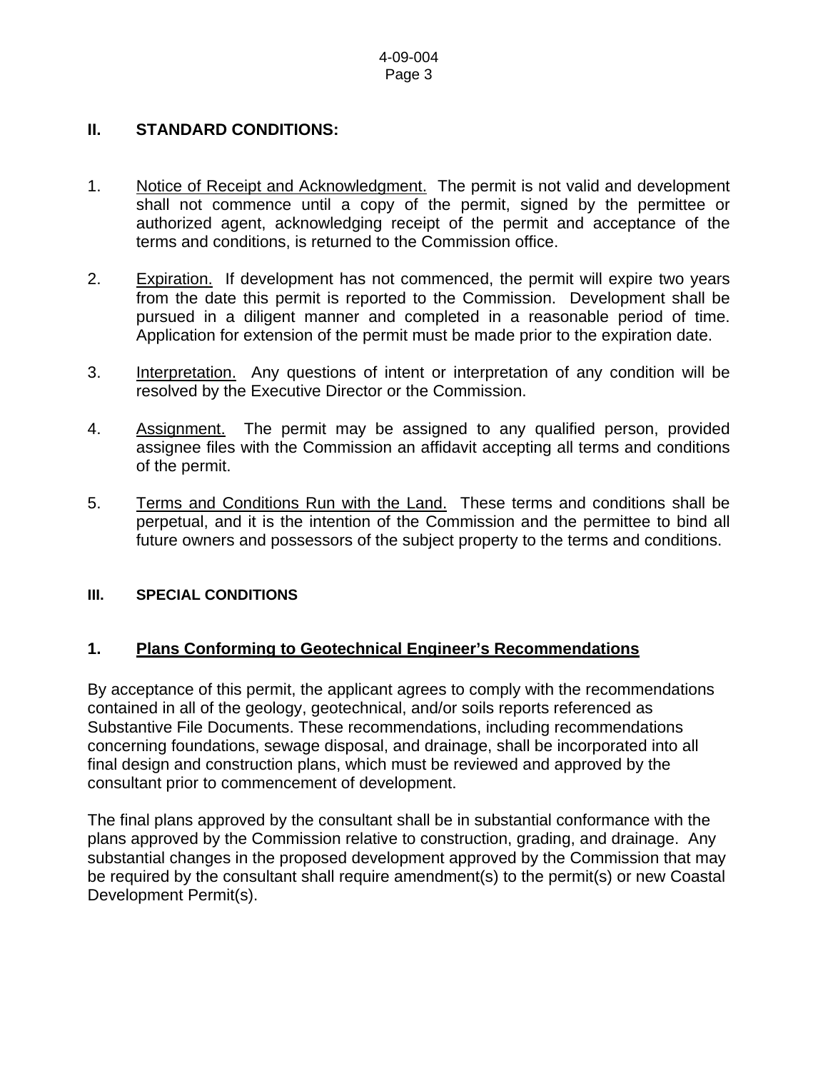## II. STANDARD CONDITIONS:

1. Notice of Receipt and Acknowledgment. The permit is not valid and development shall not commence until a copy of the permit, signed by the permittee or authorized agent, acknowledging receipt of the permit and acceptance of the terms and conditions, is returned to the Commission office.

2. Expiration. If development has not commenced, the permit will expire two years from the date this permit is reported to the Commission. Development shall be pursued in a diligent manner and completed in a reasonable period of time. Application for extension of the permit must be made prior to the expiration date.

3. Interpretation. Any questions of intent or interpretation of any condition will be resolved by the Executive Director or the Commission.

4. Assignment. The permit may be assigned to any qualified person, provided assignee files with the Commission an affidavit accepting all terms and conditions of the permit.

5. Terms and Conditions Run with the Land. These terms and conditions shall be perpetual, and it is the intention of the Commission and the permittee to bind all future owners and possessors of the subject property to the terms and conditions.

## III. SPECIAL CONDITIONS

### 1. Plans Conforming to Geotechnical Engineer's Recommendations

By acceptance of this permit, the applicant agrees to comply with the recommendations contained in all of the geology, geotechnical, and/or soils reports referenced as Substantive File Documents. These recommendations, including recommendations concerning foundations, sewage disposal, and drainage, shall be incorporated into all final design and construction plans, which must be reviewed and approved by the consultant prior to commencement of development.

The final plans approved by the consultant shall be in substantial conformance with the plans approved by the Commission relative to construction, grading, and drainage. Any substantial changes in the proposed development approved by the Commission that may be required by the consultant shall require amendment(s) to the permit(s) or new Coastal Development Permit(s).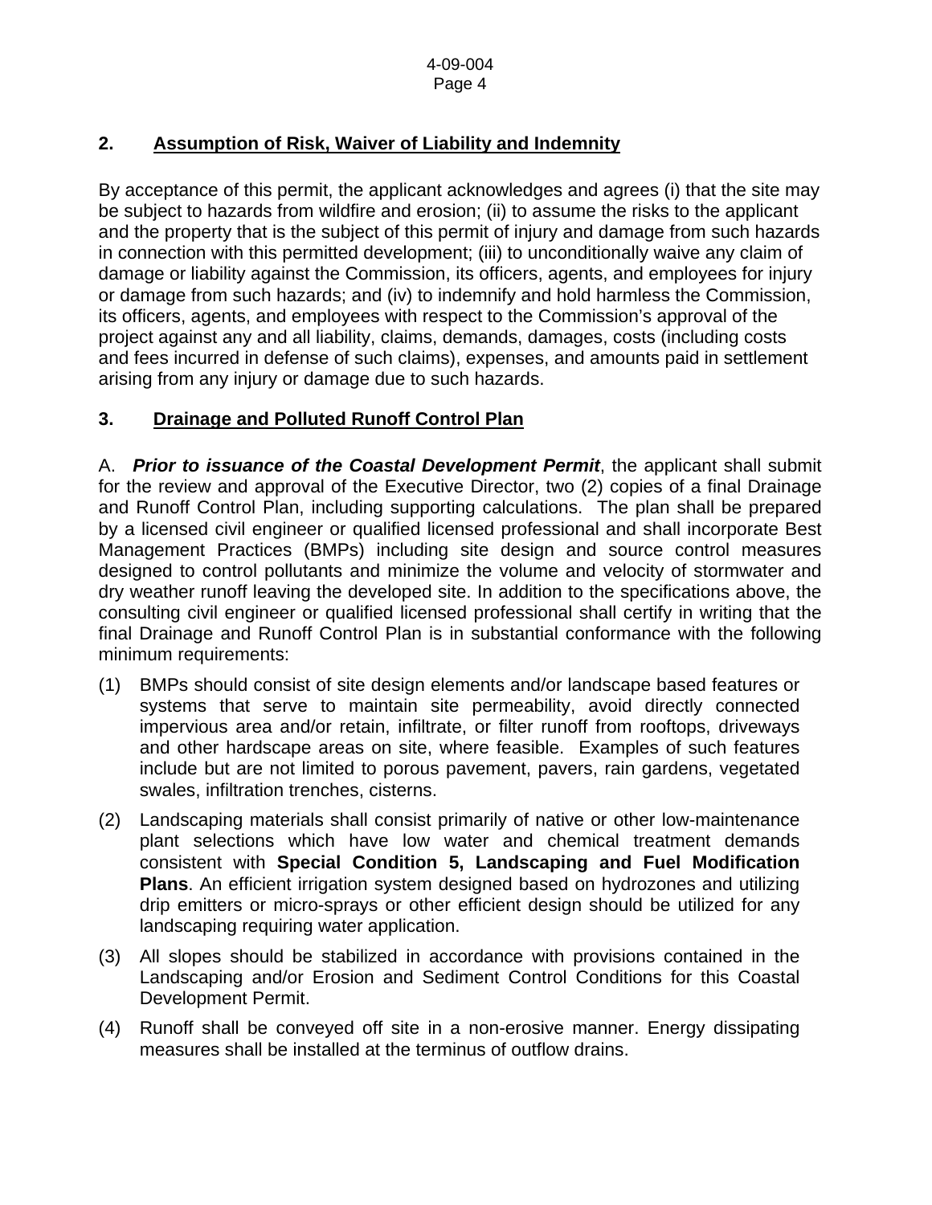## 2. Assumption of Risk, Waiver of Liability and Indemnity

By acceptance of this permit, the applicant acknowledges and agrees (i) that the site may be subject to hazards from wildfire and erosion; (ii) to assume the risks to the applicant and the property that is the subject of this permit of injury and damage from such hazards in connection with this permitted development; (iii) to unconditionally waive any claim of damage or liability against the Commission, its officers, agents, and employees for injury or damage from such hazards; and (iv) to indemnify and hold harmless the Commission, its officers, agents, and employees with respect to the Commission's approval of the project against any and all liability, claims, demands, damages, costs (including costs and fees incurred in defense of such claims), expenses, and amounts paid in settlement arising from any injury or damage due to such hazards.

## 3. Drainage and Polluted Runoff Control Plan

A. ***Prior to issuance of the Coastal Development Permit***, the applicant shall submit for the review and approval of the Executive Director, two (2) copies of a final Drainage and Runoff Control Plan, including supporting calculations. The plan shall be prepared by a licensed civil engineer or qualified licensed professional and shall incorporate Best Management Practices (BMPs) including site design and source control measures designed to control pollutants and minimize the volume and velocity of stormwater and dry weather runoff leaving the developed site. In addition to the specifications above, the consulting civil engineer or qualified licensed professional shall certify in writing that the final Drainage and Runoff Control Plan is in substantial conformance with the following minimum requirements:

(1) BMPs should consist of site design elements and/or landscape based features or systems that serve to maintain site permeability, avoid directly connected impervious area and/or retain, infiltrate, or filter runoff from rooftops, driveways and other hardscape areas on site, where feasible. Examples of such features include but are not limited to porous pavement, pavers, rain gardens, vegetated swales, infiltration trenches, cisterns.

(2) Landscaping materials shall consist primarily of native or other low-maintenance plant selections which have low water and chemical treatment demands consistent with **Special Condition 5, Landscaping and Fuel Modification Plans**. An efficient irrigation system designed based on hydrozones and utilizing drip emitters or micro-sprays or other efficient design should be utilized for any landscaping requiring water application.

(3) All slopes should be stabilized in accordance with provisions contained in the Landscaping and/or Erosion and Sediment Control Conditions for this Coastal Development Permit.

(4) Runoff shall be conveyed off site in a non-erosive manner. Energy dissipating measures shall be installed at the terminus of outflow drains.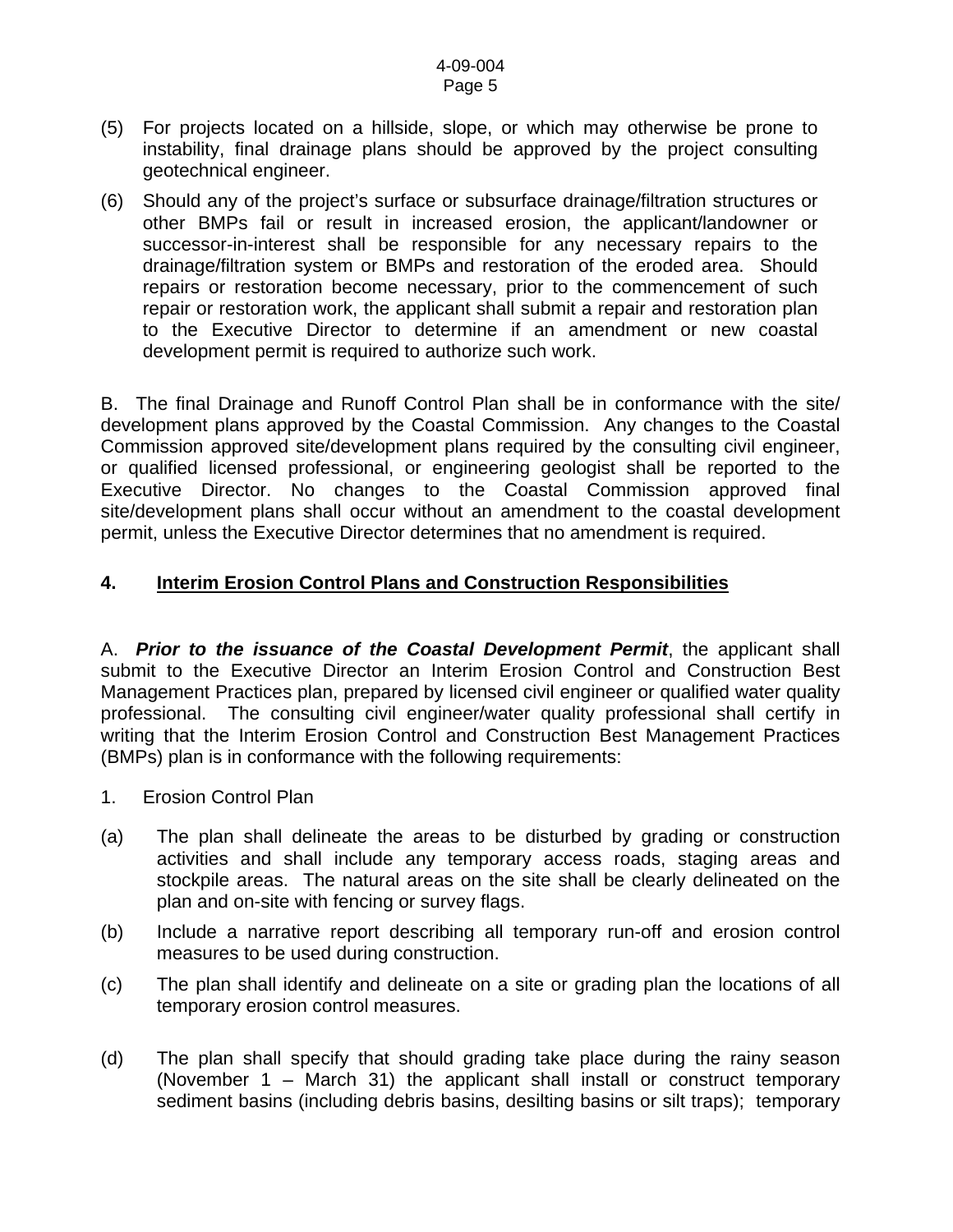(5) For projects located on a hillside, slope, or which may otherwise be prone to instability, final drainage plans should be approved by the project consulting geotechnical engineer.

(6) Should any of the project's surface or subsurface drainage/filtration structures or other BMPs fail or result in increased erosion, the applicant/landowner or successor-in-interest shall be responsible for any necessary repairs to the drainage/filtration system or BMPs and restoration of the eroded area. Should repairs or restoration become necessary, prior to the commencement of such repair or restoration work, the applicant shall submit a repair and restoration plan to the Executive Director to determine if an amendment or new coastal development permit is required to authorize such work.

B. The final Drainage and Runoff Control Plan shall be in conformance with the site/ development plans approved by the Coastal Commission. Any changes to the Coastal Commission approved site/development plans required by the consulting civil engineer, or qualified licensed professional, or engineering geologist shall be reported to the Executive Director. No changes to the Coastal Commission approved final site/development plans shall occur without an amendment to the coastal development permit, unless the Executive Director determines that no amendment is required.

## 4. Interim Erosion Control Plans and Construction Responsibilities

A. ***Prior to the issuance of the Coastal Development Permit***, the applicant shall submit to the Executive Director an Interim Erosion Control and Construction Best Management Practices plan, prepared by licensed civil engineer or qualified water quality professional. The consulting civil engineer/water quality professional shall certify in writing that the Interim Erosion Control and Construction Best Management Practices (BMPs) plan is in conformance with the following requirements:

1. Erosion Control Plan

(a) The plan shall delineate the areas to be disturbed by grading or construction activities and shall include any temporary access roads, staging areas and stockpile areas. The natural areas on the site shall be clearly delineated on the plan and on-site with fencing or survey flags.

(b) Include a narrative report describing all temporary run-off and erosion control measures to be used during construction.

(c) The plan shall identify and delineate on a site or grading plan the locations of all temporary erosion control measures.

(d) The plan shall specify that should grading take place during the rainy season (November 1 – March 31) the applicant shall install or construct temporary sediment basins (including debris basins, desilting basins or silt traps); temporary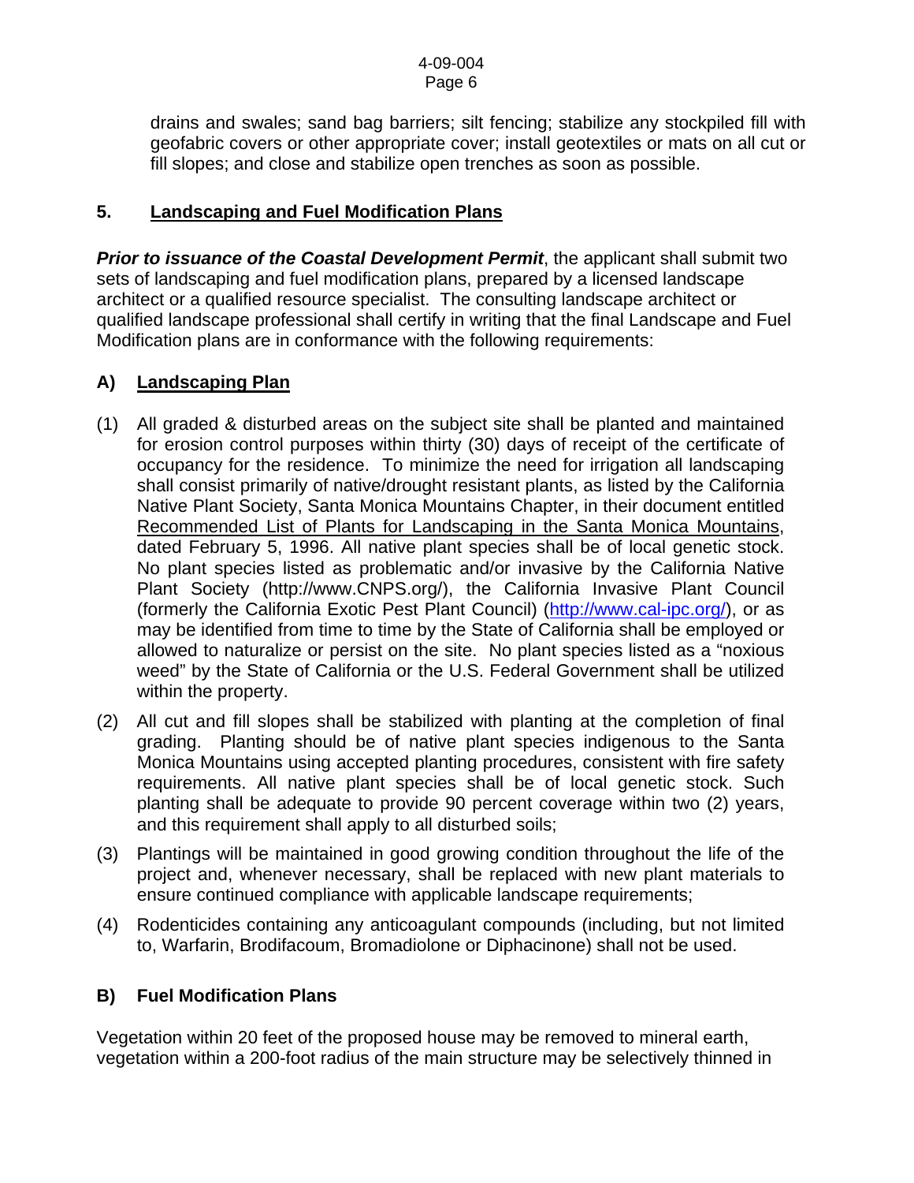drains and swales; sand bag barriers; silt fencing; stabilize any stockpiled fill with geofabric covers or other appropriate cover; install geotextiles or mats on all cut or fill slopes; and close and stabilize open trenches as soon as possible.

## 5. Landscaping and Fuel Modification Plans

***Prior to issuance of the Coastal Development Permit***, the applicant shall submit two sets of landscaping and fuel modification plans, prepared by a licensed landscape architect or a qualified resource specialist. The consulting landscape architect or qualified landscape professional shall certify in writing that the final Landscape and Fuel Modification plans are in conformance with the following requirements:

### A) Landscaping Plan

(1) All graded & disturbed areas on the subject site shall be planted and maintained for erosion control purposes within thirty (30) days of receipt of the certificate of occupancy for the residence. To minimize the need for irrigation all landscaping shall consist primarily of native/drought resistant plants, as listed by the California Native Plant Society, Santa Monica Mountains Chapter, in their document entitled Recommended List of Plants for Landscaping in the Santa Monica Mountains, dated February 5, 1996. All native plant species shall be of local genetic stock. No plant species listed as problematic and/or invasive by the California Native Plant Society (http://www.CNPS.org/), the California Invasive Plant Council (formerly the California Exotic Pest Plant Council) (http://www.cal-ipc.org/), or as may be identified from time to time by the State of California shall be employed or allowed to naturalize or persist on the site. No plant species listed as a "noxious weed" by the State of California or the U.S. Federal Government shall be utilized within the property.

(2) All cut and fill slopes shall be stabilized with planting at the completion of final grading. Planting should be of native plant species indigenous to the Santa Monica Mountains using accepted planting procedures, consistent with fire safety requirements. All native plant species shall be of local genetic stock. Such planting shall be adequate to provide 90 percent coverage within two (2) years, and this requirement shall apply to all disturbed soils;

(3) Plantings will be maintained in good growing condition throughout the life of the project and, whenever necessary, shall be replaced with new plant materials to ensure continued compliance with applicable landscape requirements;

(4) Rodenticides containing any anticoagulant compounds (including, but not limited to, Warfarin, Brodifacoum, Bromadiolone or Diphacinone) shall not be used.

### B) Fuel Modification Plans

Vegetation within 20 feet of the proposed house may be removed to mineral earth, vegetation within a 200-foot radius of the main structure may be selectively thinned in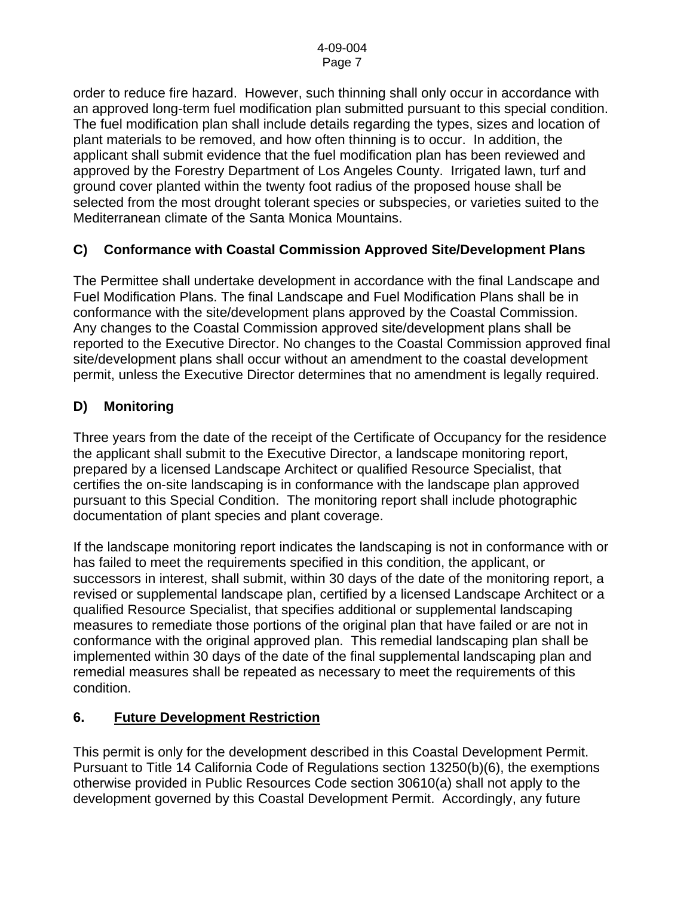order to reduce fire hazard. However, such thinning shall only occur in accordance with an approved long-term fuel modification plan submitted pursuant to this special condition. The fuel modification plan shall include details regarding the types, sizes and location of plant materials to be removed, and how often thinning is to occur. In addition, the applicant shall submit evidence that the fuel modification plan has been reviewed and approved by the Forestry Department of Los Angeles County. Irrigated lawn, turf and ground cover planted within the twenty foot radius of the proposed house shall be selected from the most drought tolerant species or subspecies, or varieties suited to the Mediterranean climate of the Santa Monica Mountains.

**C) Conformance with Coastal Commission Approved Site/Development Plans**

The Permittee shall undertake development in accordance with the final Landscape and Fuel Modification Plans. The final Landscape and Fuel Modification Plans shall be in conformance with the site/development plans approved by the Coastal Commission. Any changes to the Coastal Commission approved site/development plans shall be reported to the Executive Director. No changes to the Coastal Commission approved final site/development plans shall occur without an amendment to the coastal development permit, unless the Executive Director determines that no amendment is legally required.

**D) Monitoring**

Three years from the date of the receipt of the Certificate of Occupancy for the residence the applicant shall submit to the Executive Director, a landscape monitoring report, prepared by a licensed Landscape Architect or qualified Resource Specialist, that certifies the on-site landscaping is in conformance with the landscape plan approved pursuant to this Special Condition. The monitoring report shall include photographic documentation of plant species and plant coverage.

If the landscape monitoring report indicates the landscaping is not in conformance with or has failed to meet the requirements specified in this condition, the applicant, or successors in interest, shall submit, within 30 days of the date of the monitoring report, a revised or supplemental landscape plan, certified by a licensed Landscape Architect or a qualified Resource Specialist, that specifies additional or supplemental landscaping measures to remediate those portions of the original plan that have failed or are not in conformance with the original approved plan. This remedial landscaping plan shall be implemented within 30 days of the date of the final supplemental landscaping plan and remedial measures shall be repeated as necessary to meet the requirements of this condition.

**6. Future Development Restriction**

This permit is only for the development described in this Coastal Development Permit. Pursuant to Title 14 California Code of Regulations section 13250(b)(6), the exemptions otherwise provided in Public Resources Code section 30610(a) shall not apply to the development governed by this Coastal Development Permit. Accordingly, any future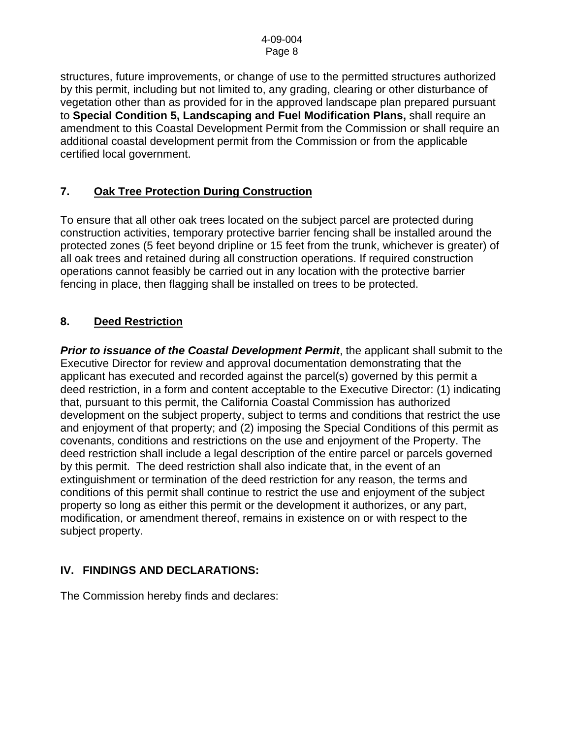structures, future improvements, or change of use to the permitted structures authorized by this permit, including but not limited to, any grading, clearing or other disturbance of vegetation other than as provided for in the approved landscape plan prepared pursuant to **Special Condition 5, Landscaping and Fuel Modification Plans,** shall require an amendment to this Coastal Development Permit from the Commission or shall require an additional coastal development permit from the Commission or from the applicable certified local government.

### 7. Oak Tree Protection During Construction

To ensure that all other oak trees located on the subject parcel are protected during construction activities, temporary protective barrier fencing shall be installed around the protected zones (5 feet beyond dripline or 15 feet from the trunk, whichever is greater) of all oak trees and retained during all construction operations. If required construction operations cannot feasibly be carried out in any location with the protective barrier fencing in place, then flagging shall be installed on trees to be protected.

### 8. Deed Restriction

***Prior to issuance of the Coastal Development Permit***, the applicant shall submit to the Executive Director for review and approval documentation demonstrating that the applicant has executed and recorded against the parcel(s) governed by this permit a deed restriction, in a form and content acceptable to the Executive Director: (1) indicating that, pursuant to this permit, the California Coastal Commission has authorized development on the subject property, subject to terms and conditions that restrict the use and enjoyment of that property; and (2) imposing the Special Conditions of this permit as covenants, conditions and restrictions on the use and enjoyment of the Property. The deed restriction shall include a legal description of the entire parcel or parcels governed by this permit. The deed restriction shall also indicate that, in the event of an extinguishment or termination of the deed restriction for any reason, the terms and conditions of this permit shall continue to restrict the use and enjoyment of the subject property so long as either this permit or the development it authorizes, or any part, modification, or amendment thereof, remains in existence on or with respect to the subject property.

## IV. FINDINGS AND DECLARATIONS:

The Commission hereby finds and declares: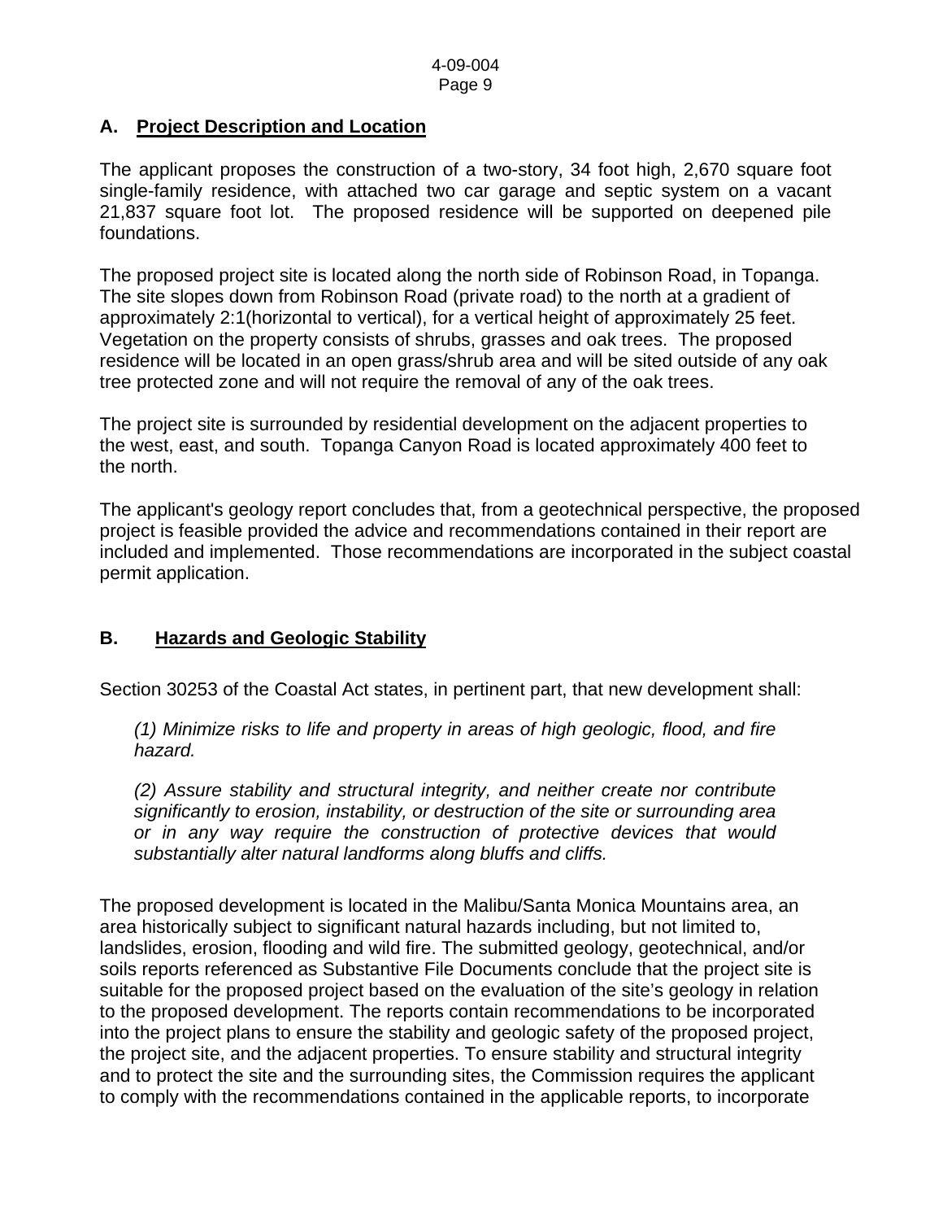### A. Project Description and Location

The applicant proposes the construction of a two-story, 34 foot high, 2,670 square foot single-family residence, with attached two car garage and septic system on a vacant 21,837 square foot lot. The proposed residence will be supported on deepened pile foundations.

The proposed project site is located along the north side of Robinson Road, in Topanga. The site slopes down from Robinson Road (private road) to the north at a gradient of approximately 2:1(horizontal to vertical), for a vertical height of approximately 25 feet. Vegetation on the property consists of shrubs, grasses and oak trees. The proposed residence will be located in an open grass/shrub area and will be sited outside of any oak tree protected zone and will not require the removal of any of the oak trees.

The project site is surrounded by residential development on the adjacent properties to the west, east, and south. Topanga Canyon Road is located approximately 400 feet to the north.

The applicant's geology report concludes that, from a geotechnical perspective, the proposed project is feasible provided the advice and recommendations contained in their report are included and implemented. Those recommendations are incorporated in the subject coastal permit application.

### B. Hazards and Geologic Stability

Section 30253 of the Coastal Act states, in pertinent part, that new development shall:

> *(1) Minimize risks to life and property in areas of high geologic, flood, and fire hazard.*
>
> *(2) Assure stability and structural integrity, and neither create nor contribute significantly to erosion, instability, or destruction of the site or surrounding area or in any way require the construction of protective devices that would substantially alter natural landforms along bluffs and cliffs.*

The proposed development is located in the Malibu/Santa Monica Mountains area, an area historically subject to significant natural hazards including, but not limited to, landslides, erosion, flooding and wild fire. The submitted geology, geotechnical, and/or soils reports referenced as Substantive File Documents conclude that the project site is suitable for the proposed project based on the evaluation of the site's geology in relation to the proposed development. The reports contain recommendations to be incorporated into the project plans to ensure the stability and geologic safety of the proposed project, the project site, and the adjacent properties. To ensure stability and structural integrity and to protect the site and the surrounding sites, the Commission requires the applicant to comply with the recommendations contained in the applicable reports, to incorporate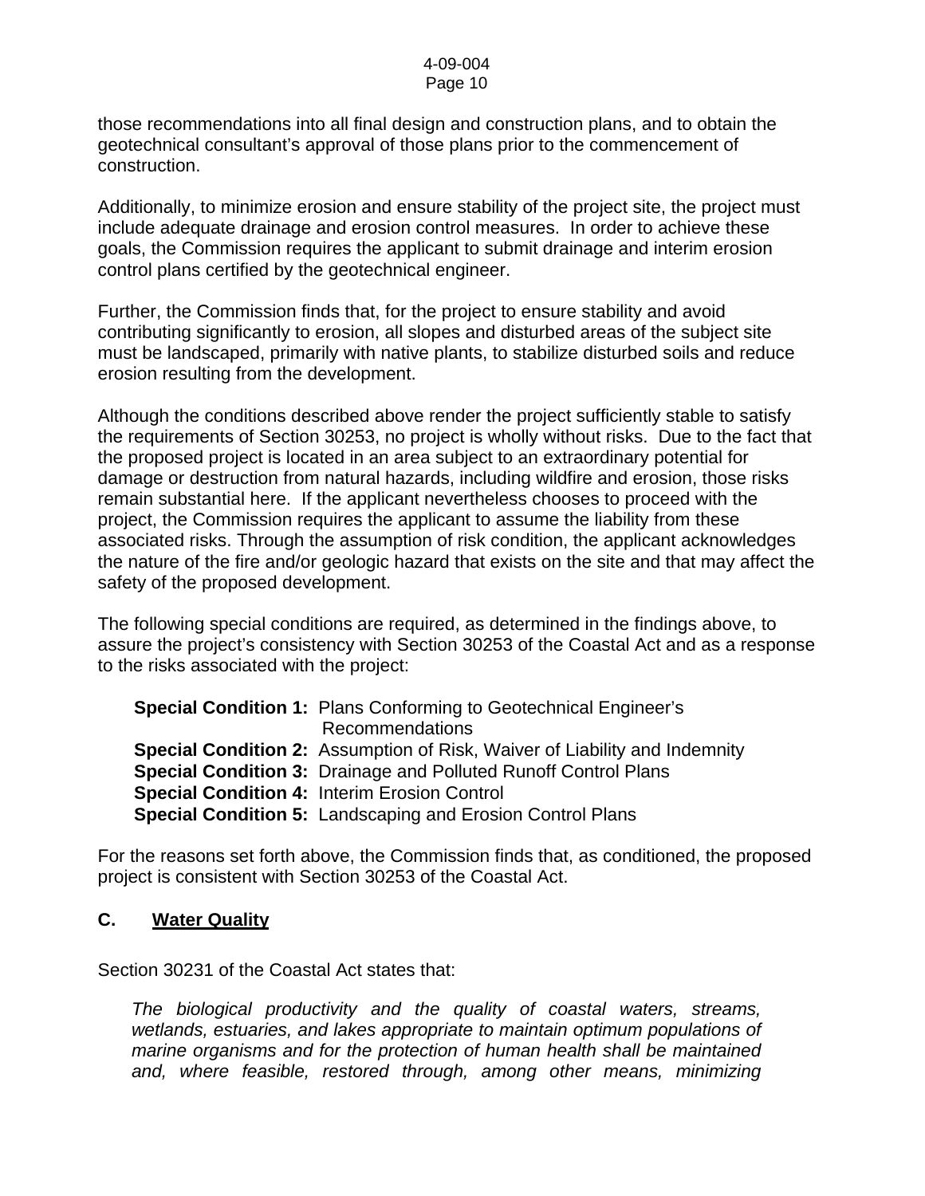those recommendations into all final design and construction plans, and to obtain the geotechnical consultant's approval of those plans prior to the commencement of construction.

Additionally, to minimize erosion and ensure stability of the project site, the project must include adequate drainage and erosion control measures. In order to achieve these goals, the Commission requires the applicant to submit drainage and interim erosion control plans certified by the geotechnical engineer.

Further, the Commission finds that, for the project to ensure stability and avoid contributing significantly to erosion, all slopes and disturbed areas of the subject site must be landscaped, primarily with native plants, to stabilize disturbed soils and reduce erosion resulting from the development.

Although the conditions described above render the project sufficiently stable to satisfy the requirements of Section 30253, no project is wholly without risks. Due to the fact that the proposed project is located in an area subject to an extraordinary potential for damage or destruction from natural hazards, including wildfire and erosion, those risks remain substantial here. If the applicant nevertheless chooses to proceed with the project, the Commission requires the applicant to assume the liability from these associated risks. Through the assumption of risk condition, the applicant acknowledges the nature of the fire and/or geologic hazard that exists on the site and that may affect the safety of the proposed development.

The following special conditions are required, as determined in the findings above, to assure the project's consistency with Section 30253 of the Coastal Act and as a response to the risks associated with the project:

**Special Condition 1:** Plans Conforming to Geotechnical Engineer's Recommendations
**Special Condition 2:** Assumption of Risk, Waiver of Liability and Indemnity
**Special Condition 3:** Drainage and Polluted Runoff Control Plans
**Special Condition 4:** Interim Erosion Control
**Special Condition 5:** Landscaping and Erosion Control Plans

For the reasons set forth above, the Commission finds that, as conditioned, the proposed project is consistent with Section 30253 of the Coastal Act.

## C. Water Quality

Section 30231 of the Coastal Act states that:

> *The biological productivity and the quality of coastal waters, streams, wetlands, estuaries, and lakes appropriate to maintain optimum populations of marine organisms and for the protection of human health shall be maintained and, where feasible, restored through, among other means, minimizing*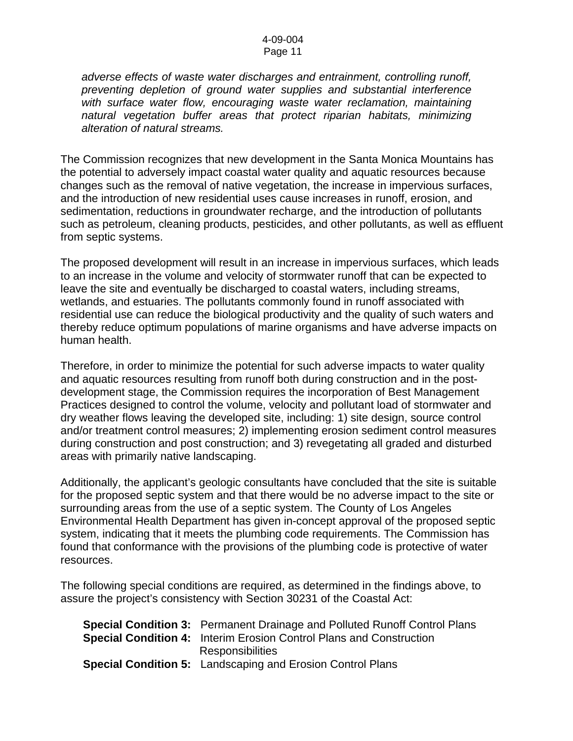*adverse effects of waste water discharges and entrainment, controlling runoff, preventing depletion of ground water supplies and substantial interference with surface water flow, encouraging waste water reclamation, maintaining natural vegetation buffer areas that protect riparian habitats, minimizing alteration of natural streams.*

The Commission recognizes that new development in the Santa Monica Mountains has the potential to adversely impact coastal water quality and aquatic resources because changes such as the removal of native vegetation, the increase in impervious surfaces, and the introduction of new residential uses cause increases in runoff, erosion, and sedimentation, reductions in groundwater recharge, and the introduction of pollutants such as petroleum, cleaning products, pesticides, and other pollutants, as well as effluent from septic systems.

The proposed development will result in an increase in impervious surfaces, which leads to an increase in the volume and velocity of stormwater runoff that can be expected to leave the site and eventually be discharged to coastal waters, including streams, wetlands, and estuaries. The pollutants commonly found in runoff associated with residential use can reduce the biological productivity and the quality of such waters and thereby reduce optimum populations of marine organisms and have adverse impacts on human health.

Therefore, in order to minimize the potential for such adverse impacts to water quality and aquatic resources resulting from runoff both during construction and in the post-development stage, the Commission requires the incorporation of Best Management Practices designed to control the volume, velocity and pollutant load of stormwater and dry weather flows leaving the developed site, including: 1) site design, source control and/or treatment control measures; 2) implementing erosion sediment control measures during construction and post construction; and 3) revegetating all graded and disturbed areas with primarily native landscaping.

Additionally, the applicant's geologic consultants have concluded that the site is suitable for the proposed septic system and that there would be no adverse impact to the site or surrounding areas from the use of a septic system. The County of Los Angeles Environmental Health Department has given in-concept approval of the proposed septic system, indicating that it meets the plumbing code requirements. The Commission has found that conformance with the provisions of the plumbing code is protective of water resources.

The following special conditions are required, as determined in the findings above, to assure the project's consistency with Section 30231 of the Coastal Act:

**Special Condition 3:** Permanent Drainage and Polluted Runoff Control Plans
**Special Condition 4:** Interim Erosion Control Plans and Construction Responsibilities
**Special Condition 5:** Landscaping and Erosion Control Plans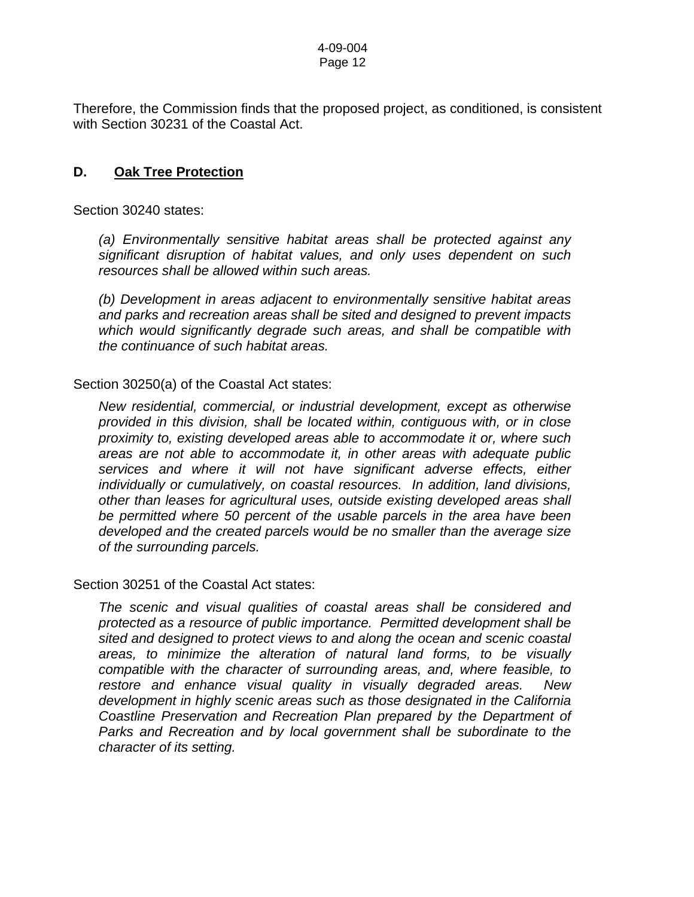Therefore, the Commission finds that the proposed project, as conditioned, is consistent with Section 30231 of the Coastal Act.

## D. Oak Tree Protection

Section 30240 states:

> *(a) Environmentally sensitive habitat areas shall be protected against any significant disruption of habitat values, and only uses dependent on such resources shall be allowed within such areas.*
>
> *(b) Development in areas adjacent to environmentally sensitive habitat areas and parks and recreation areas shall be sited and designed to prevent impacts which would significantly degrade such areas, and shall be compatible with the continuance of such habitat areas.*

Section 30250(a) of the Coastal Act states:

> *New residential, commercial, or industrial development, except as otherwise provided in this division, shall be located within, contiguous with, or in close proximity to, existing developed areas able to accommodate it or, where such areas are not able to accommodate it, in other areas with adequate public services and where it will not have significant adverse effects, either individually or cumulatively, on coastal resources. In addition, land divisions, other than leases for agricultural uses, outside existing developed areas shall be permitted where 50 percent of the usable parcels in the area have been developed and the created parcels would be no smaller than the average size of the surrounding parcels.*

Section 30251 of the Coastal Act states:

> *The scenic and visual qualities of coastal areas shall be considered and protected as a resource of public importance. Permitted development shall be sited and designed to protect views to and along the ocean and scenic coastal areas, to minimize the alteration of natural land forms, to be visually compatible with the character of surrounding areas, and, where feasible, to restore and enhance visual quality in visually degraded areas. New development in highly scenic areas such as those designated in the California Coastline Preservation and Recreation Plan prepared by the Department of Parks and Recreation and by local government shall be subordinate to the character of its setting.*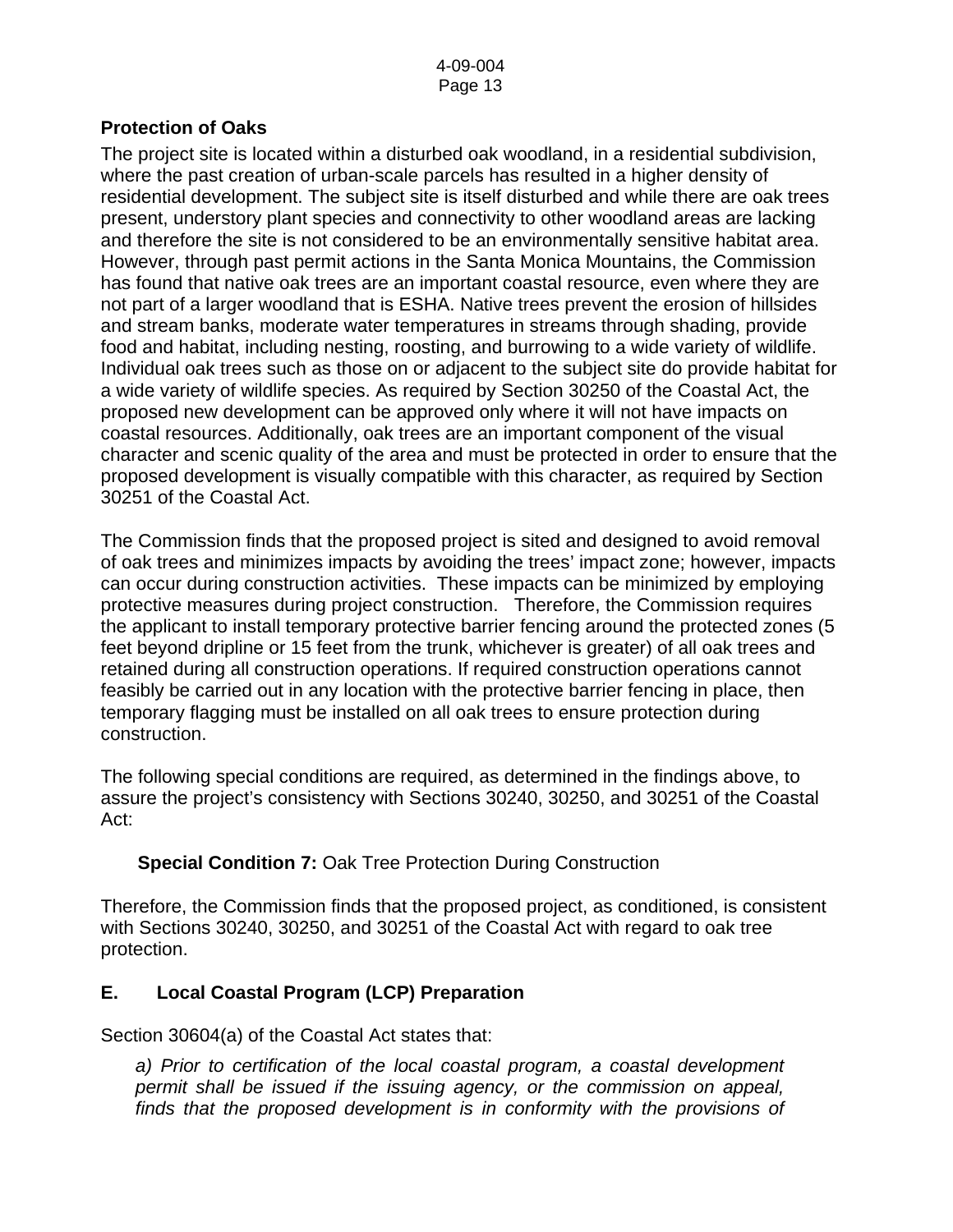### Protection of Oaks

The project site is located within a disturbed oak woodland, in a residential subdivision, where the past creation of urban-scale parcels has resulted in a higher density of residential development. The subject site is itself disturbed and while there are oak trees present, understory plant species and connectivity to other woodland areas are lacking and therefore the site is not considered to be an environmentally sensitive habitat area. However, through past permit actions in the Santa Monica Mountains, the Commission has found that native oak trees are an important coastal resource, even where they are not part of a larger woodland that is ESHA. Native trees prevent the erosion of hillsides and stream banks, moderate water temperatures in streams through shading, provide food and habitat, including nesting, roosting, and burrowing to a wide variety of wildlife. Individual oak trees such as those on or adjacent to the subject site do provide habitat for a wide variety of wildlife species. As required by Section 30250 of the Coastal Act, the proposed new development can be approved only where it will not have impacts on coastal resources. Additionally, oak trees are an important component of the visual character and scenic quality of the area and must be protected in order to ensure that the proposed development is visually compatible with this character, as required by Section 30251 of the Coastal Act.

The Commission finds that the proposed project is sited and designed to avoid removal of oak trees and minimizes impacts by avoiding the trees' impact zone; however, impacts can occur during construction activities. These impacts can be minimized by employing protective measures during project construction. Therefore, the Commission requires the applicant to install temporary protective barrier fencing around the protected zones (5 feet beyond dripline or 15 feet from the trunk, whichever is greater) of all oak trees and retained during all construction operations. If required construction operations cannot feasibly be carried out in any location with the protective barrier fencing in place, then temporary flagging must be installed on all oak trees to ensure protection during construction.

The following special conditions are required, as determined in the findings above, to assure the project's consistency with Sections 30240, 30250, and 30251 of the Coastal Act:

**Special Condition 7:** Oak Tree Protection During Construction

Therefore, the Commission finds that the proposed project, as conditioned, is consistent with Sections 30240, 30250, and 30251 of the Coastal Act with regard to oak tree protection.

### E. Local Coastal Program (LCP) Preparation

Section 30604(a) of the Coastal Act states that:

> *a) Prior to certification of the local coastal program, a coastal development permit shall be issued if the issuing agency, or the commission on appeal, finds that the proposed development is in conformity with the provisions of*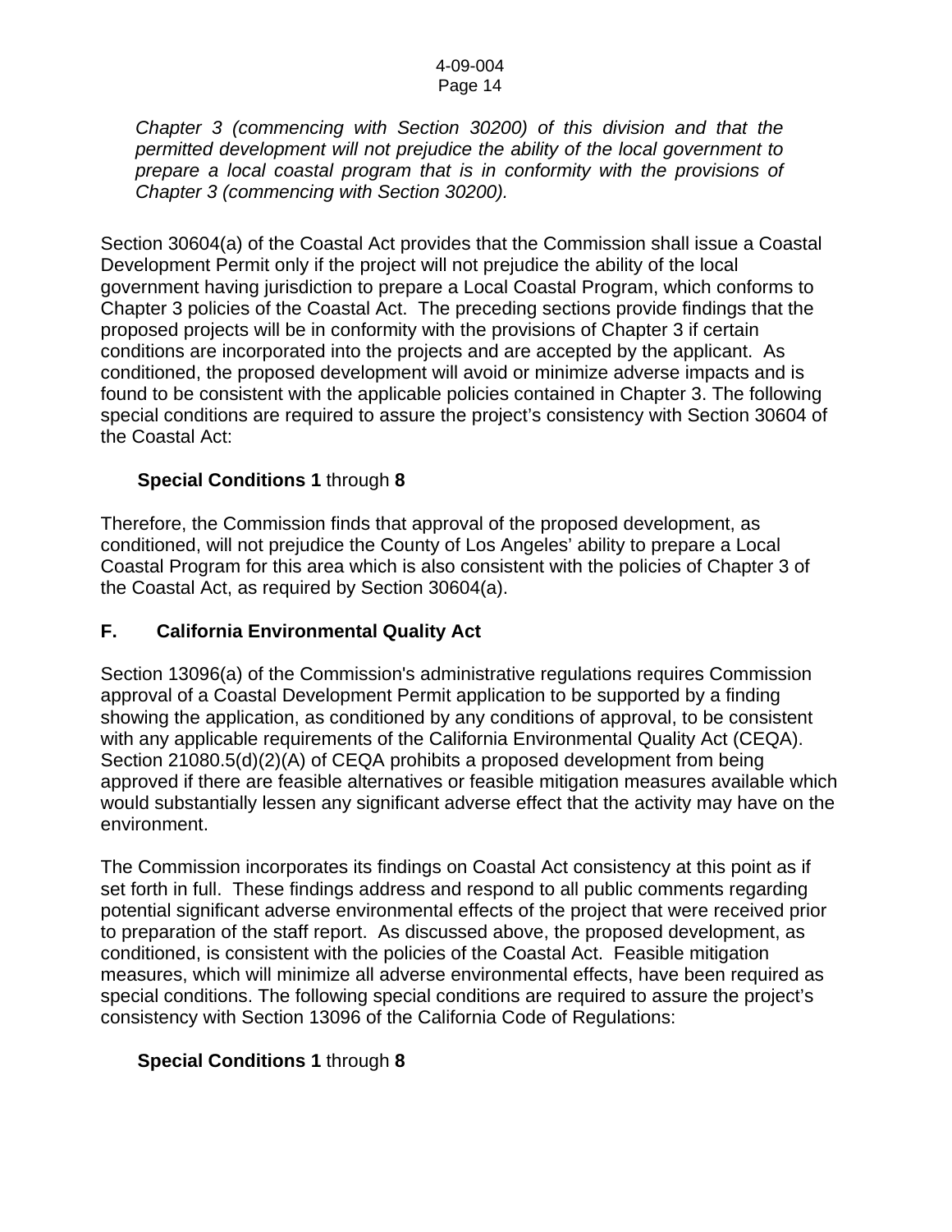*Chapter 3 (commencing with Section 30200) of this division and that the permitted development will not prejudice the ability of the local government to prepare a local coastal program that is in conformity with the provisions of Chapter 3 (commencing with Section 30200).*

Section 30604(a) of the Coastal Act provides that the Commission shall issue a Coastal Development Permit only if the project will not prejudice the ability of the local government having jurisdiction to prepare a Local Coastal Program, which conforms to Chapter 3 policies of the Coastal Act. The preceding sections provide findings that the proposed projects will be in conformity with the provisions of Chapter 3 if certain conditions are incorporated into the projects and are accepted by the applicant. As conditioned, the proposed development will avoid or minimize adverse impacts and is found to be consistent with the applicable policies contained in Chapter 3. The following special conditions are required to assure the project's consistency with Section 30604 of the Coastal Act:

**Special Conditions 1** through **8**

Therefore, the Commission finds that approval of the proposed development, as conditioned, will not prejudice the County of Los Angeles' ability to prepare a Local Coastal Program for this area which is also consistent with the policies of Chapter 3 of the Coastal Act, as required by Section 30604(a).

## F. California Environmental Quality Act

Section 13096(a) of the Commission's administrative regulations requires Commission approval of a Coastal Development Permit application to be supported by a finding showing the application, as conditioned by any conditions of approval, to be consistent with any applicable requirements of the California Environmental Quality Act (CEQA). Section 21080.5(d)(2)(A) of CEQA prohibits a proposed development from being approved if there are feasible alternatives or feasible mitigation measures available which would substantially lessen any significant adverse effect that the activity may have on the environment.

The Commission incorporates its findings on Coastal Act consistency at this point as if set forth in full. These findings address and respond to all public comments regarding potential significant adverse environmental effects of the project that were received prior to preparation of the staff report. As discussed above, the proposed development, as conditioned, is consistent with the policies of the Coastal Act. Feasible mitigation measures, which will minimize all adverse environmental effects, have been required as special conditions. The following special conditions are required to assure the project's consistency with Section 13096 of the California Code of Regulations:

**Special Conditions 1** through **8**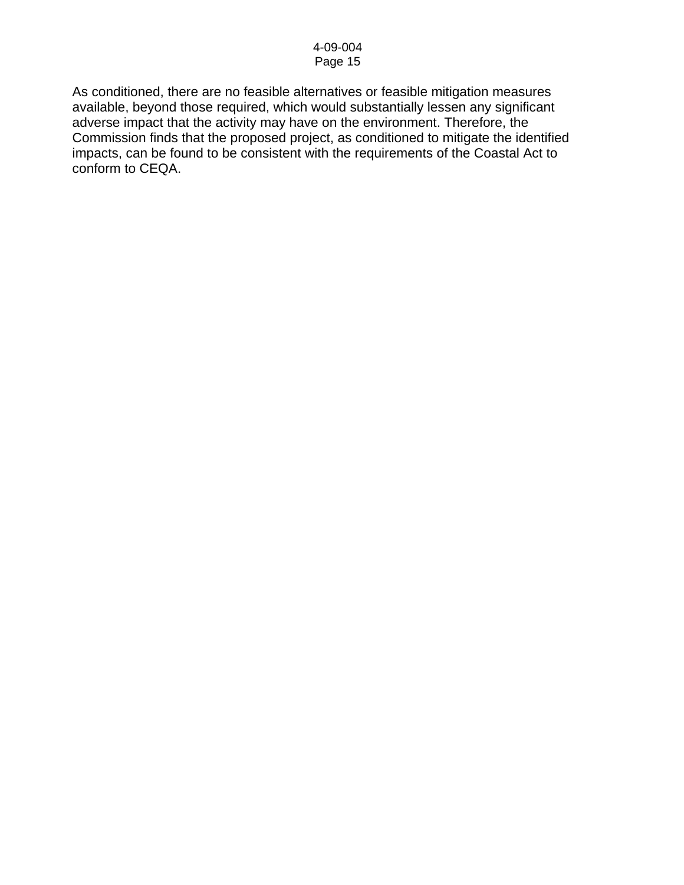As conditioned, there are no feasible alternatives or feasible mitigation measures available, beyond those required, which would substantially lessen any significant adverse impact that the activity may have on the environment. Therefore, the Commission finds that the proposed project, as conditioned to mitigate the identified impacts, can be found to be consistent with the requirements of the Coastal Act to conform to CEQA.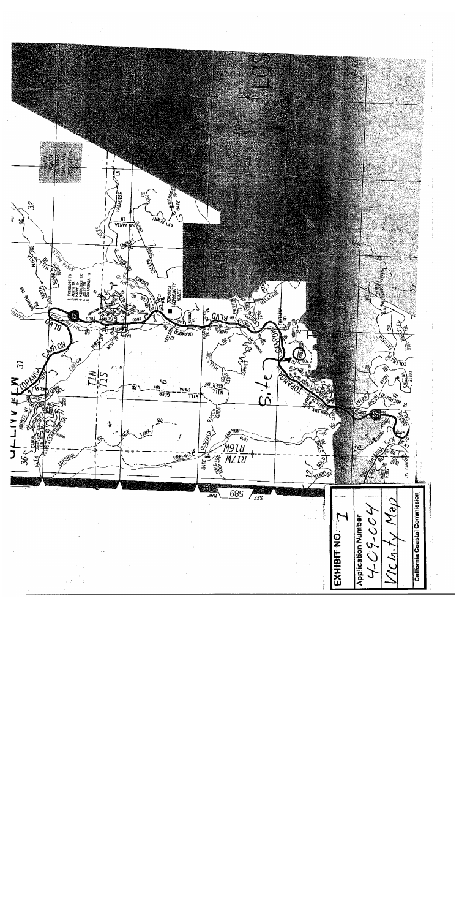**EXHIBIT NO. 1**

**Application Number**

4-09-004

Vicinity Map

**California Coastal Commission**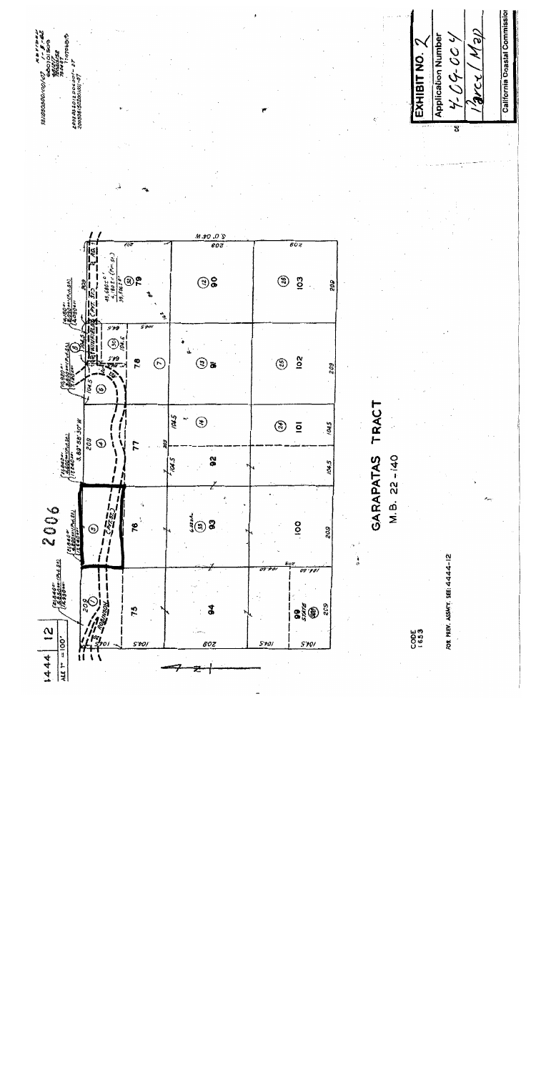EXHIBIT NO. 2

Application Number

4-09-004

Parcel Map

California Coastal Commission

1444 12

ALL 1" = 100'

2006

GARAPATAS TRACT

M.B. 22-140

CODE 1653

FOR PREV. ASS'M'T. SEE: 4444-12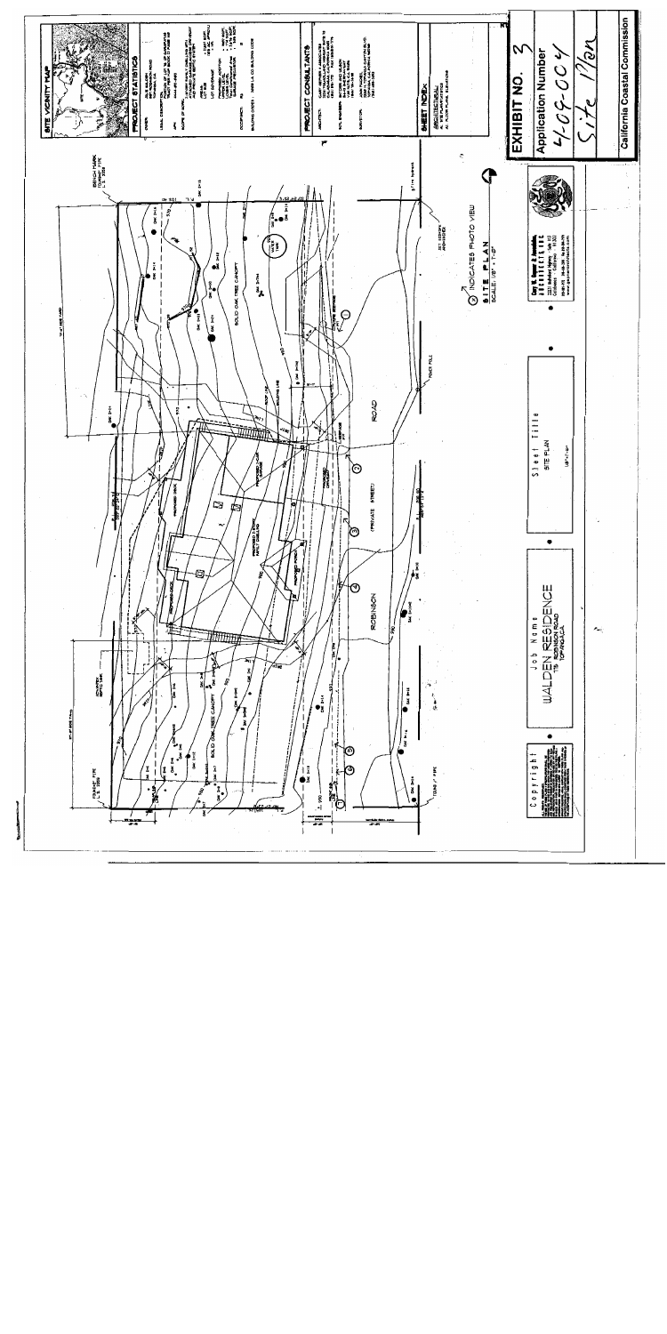## EXHIBIT NO. 3

**Application Number**

4-09-004

Site Plan

**California Coastal Commission**

## SITE VICINITY MAP

## PROJECT STATISTICS

## PROJECT CONSULTANTS

## SHEET INDEX

A1 SITE PLAN/VICINITY
A2 FLOOR PLANS, ELEVATIONS

ROBINSON ROAD (PRIVATE STREET)

BOLD OAK TREE CANOPY

BENCH MARK

PROPOSED 2-STORY SINGLE FAMILY RESIDENCE

INDICATES PHOTO VIEW

**SITE PLAN**
SCALE: 1/8" = 1'-0"

Gary W. Sauer & Associates, Architects Inc.

Sheet Title
SITE PLAN

Job Name
**WALDEN RESIDENCE**
ROBINSON ROAD
TOPANGA, CA

Copyright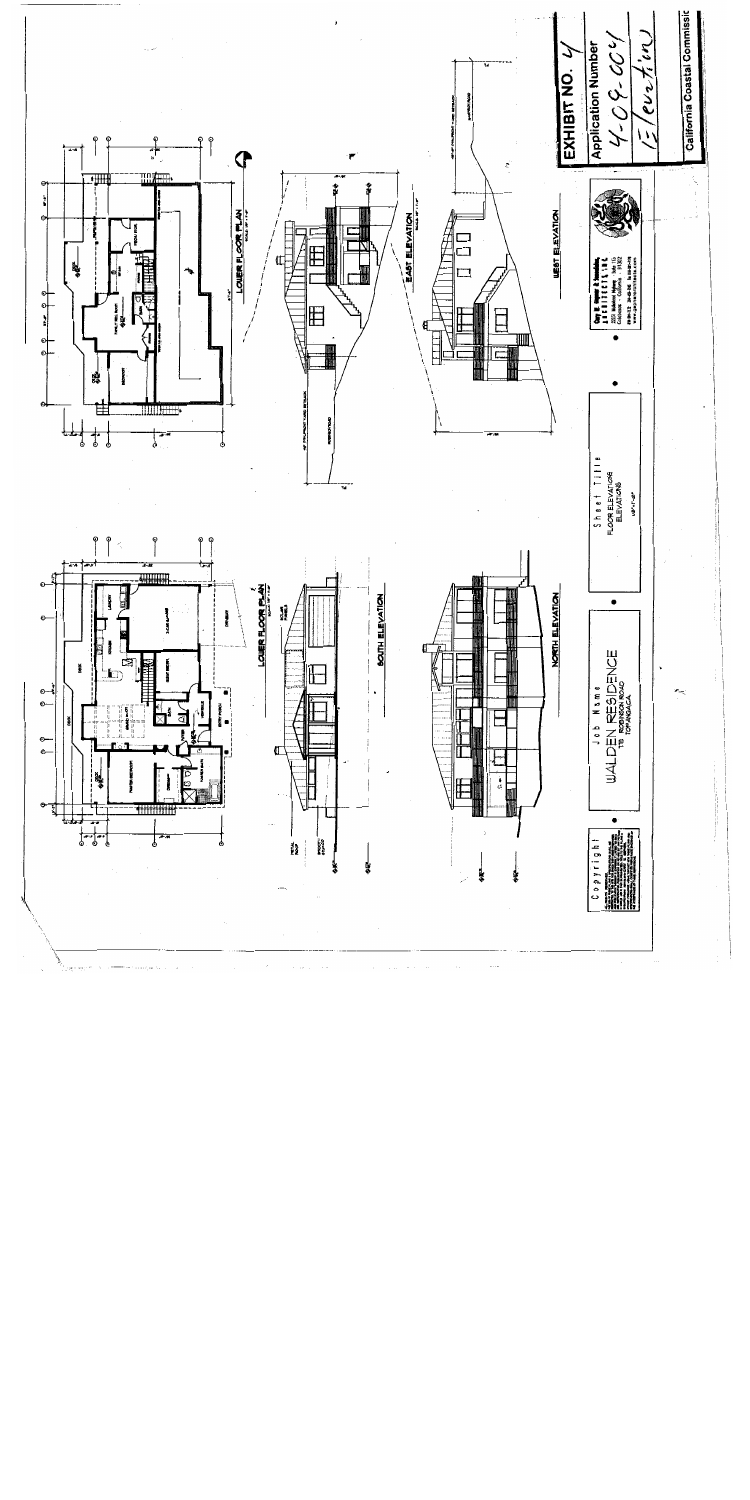LOWER FLOOR PLAN

UPPER FLOOR PLAN

SOUTH ELEVATION

NORTH ELEVATION

EAST ELEVATION

WEST ELEVATION

Copyright

Job Name
WALDEN RESIDENCE
1135 ROBINSON ROAD
TOPANGA CA

Sheet Title
FLOOR ELEVATIONS
ELEVATIONS

EXHIBIT NO. 4
Application Number
4-09-004
Elevation

California Coastal Commission